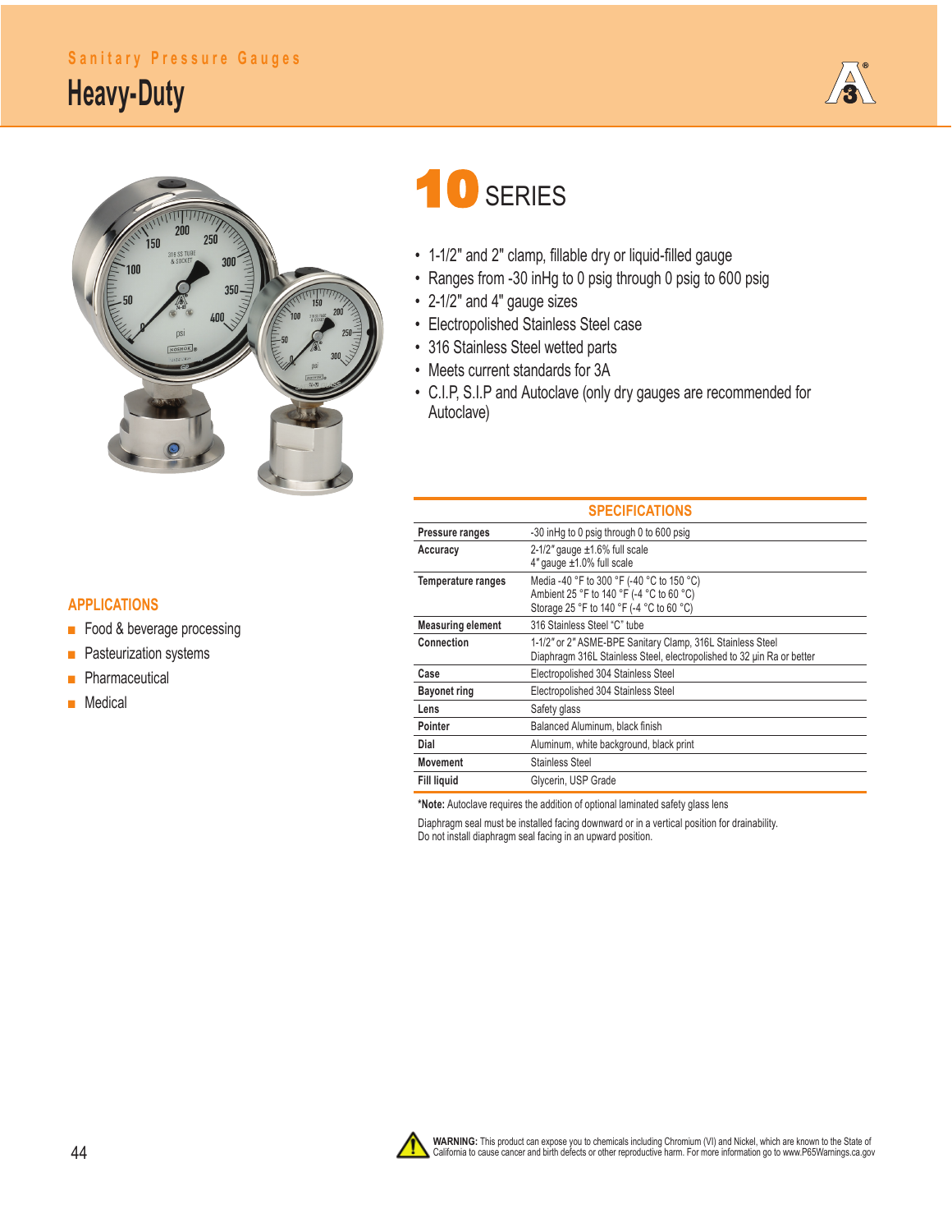Sanitary Pressure Gauges

# Heavy-Duty

## 10 SERIES

- 1-1/2" and 2" clamp, fillable dry or liquid-filled gauge
- Ranges from -30 inHg to 0 psig through 0 psig to 600 psig
- 2-1/2" and 4" gauge sizes
- Electropolished Stainless Steel case
- 316 Stainless Steel wetted parts
- Meets current standards for 3A
- C.I.P, S.I.P and Autoclave (only dry gauges are recommended for Autoclave)

### APPLICATIONS

- Food & beverage processing
- Pasteurization systems
- Pharmaceutical
- Medical

### SPECIFICATIONS

| | |
|---|---|
| **Pressure ranges** | -30 inHg to 0 psig through 0 to 600 psig |
| **Accuracy** | 2-1/2" gauge ±1.6% full scale<br>4" gauge ±1.0% full scale |
| **Temperature ranges** | Media -40 °F to 300 °F (-40 °C to 150 °C)<br>Ambient 25 °F to 140 °F (-4 °C to 60 °C)<br>Storage 25 °F to 140 °F (-4 °C to 60 °C) |
| **Measuring element** | 316 Stainless Steel "C" tube |
| **Connection** | 1-1/2" or 2" ASME-BPE Sanitary Clamp, 316L Stainless Steel<br>Diaphragm 316L Stainless Steel, electropolished to 32 µin Ra or better |
| **Case** | Electropolished 304 Stainless Steel |
| **Bayonet ring** | Electropolished 304 Stainless Steel |
| **Lens** | Safety glass |
| **Pointer** | Balanced Aluminum, black finish |
| **Dial** | Aluminum, white background, black print |
| **Movement** | Stainless Steel |
| **Fill liquid** | Glycerin, USP Grade |

***Note:** Autoclave requires the addition of optional laminated safety glass lens

Diaphragm seal must be installed facing downward or in a vertical position for drainability. Do not install diaphragm seal facing in an upward position.

**WARNING:** This product can expose you to chemicals including Chromium (VI) and Nickel, which are known to the State of California to cause cancer and birth defects or other reproductive harm. For more information go to www.P65Warnings.ca.gov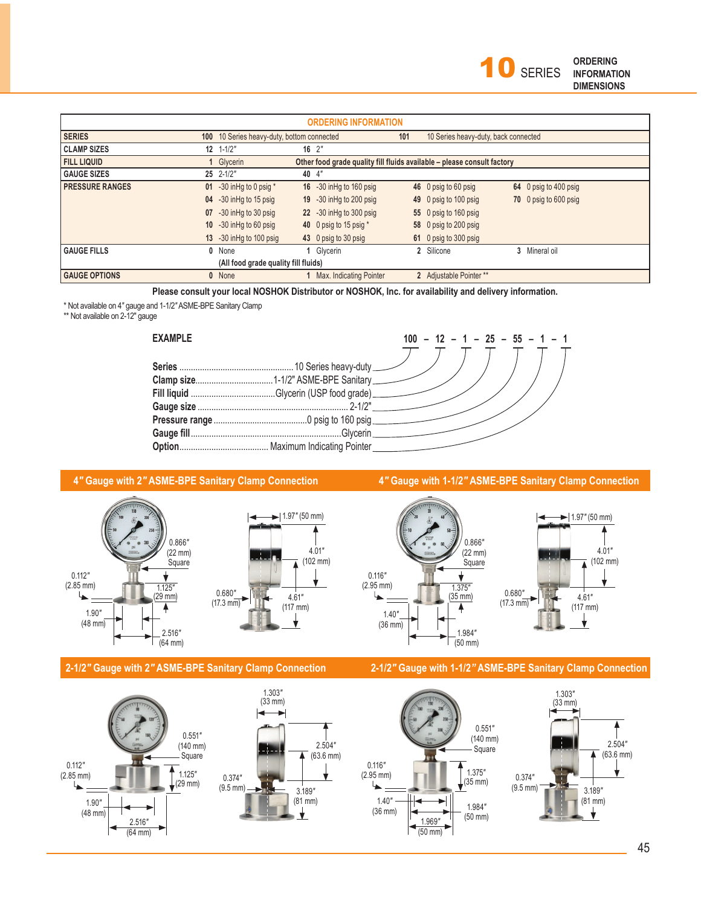## 10 SERIES — ORDERING INFORMATION DIMENSIONS

### ORDERING INFORMATION

| | | | | |
|---|---|---|---|---|
| **SERIES** | **100** 10 Series heavy-duty, bottom connected | | **101** 10 Series heavy-duty, back connected | |
| **CLAMP SIZES** | **12** 1-1/2" | **16** 2" | | |
| **FILL LIQUID** | **1** Glycerin | **Other food grade quality fill fluids available – please consult factory** | | |
| **GAUGE SIZES** | **25** 2-1/2" | **40** 4" | | |
| **PRESSURE RANGES** | **01** -30 inHg to 0 psig * | **16** -30 inHg to 160 psig | **46** 0 psig to 60 psig | **64** 0 psig to 400 psig |
| | **04** -30 inHg to 15 psig | **19** -30 inHg to 200 psig | **49** 0 psig to 100 psig | **70** 0 psig to 600 psig |
| | **07** -30 inHg to 30 psig | **22** -30 inHg to 300 psig | **55** 0 psig to 160 psig | |
| | **10** -30 inHg to 60 psig | **40** 0 psig to 15 psig * | **58** 0 psig to 200 psig | |
| | **13** -30 inHg to 100 psig | **43** 0 psig to 30 psig | **61** 0 psig to 300 psig | |
| **GAUGE FILLS** | **0** None | **1** Glycerin | **2** Silicone | **3** Mineral oil |
| | (All food grade quality fill fluids) | | | |
| **GAUGE OPTIONS** | **0** None | **1** Max. Indicating Pointer | **2** Adjustable Pointer ** | |

**Please consult your local NOSHOK Distributor or NOSHOK, Inc. for availability and delivery information.**

\* Not available on 4" gauge and 1-1/2" ASME-BPE Sanitary Clamp
\*\* Not available on 2-12" gauge

### EXAMPLE

**100 – 12 – 1 – 25 – 55 – 1 – 1**

- **Series** .................... 10 Series heavy-duty
- **Clamp size** .................... 1-1/2" ASME-BPE Sanitary
- **Fill liquid** .................... Glycerin (USP food grade)
- **Gauge size** .................... 2-1/2"
- **Pressure range** .................... 0 psig to 160 psig
- **Gauge fill** .................... Glycerin
- **Option** .................... Maximum Indicating Pointer

### 4" Gauge with 2" ASME-BPE Sanitary Clamp Connection

0.866" (22 mm) Square
0.112" (2.85 mm)
1.125" (29 mm)
1.90" (48 mm)
2.516" (64 mm)
1.97" (50 mm)
4.01" (102 mm)
0.680" (17.3 mm)
4.61" (117 mm)

### 4" Gauge with 1-1/2" ASME-BPE Sanitary Clamp Connection

0.866" (22 mm) Square
0.116" (2.95 mm)
1.375" (35 mm)
1.40" (36 mm)
1.984" (50 mm)
1.97" (50 mm)
4.01" (102 mm)
0.680" (17.3 mm)
4.61" (117 mm)

### 2-1/2" Gauge with 2" ASME-BPE Sanitary Clamp Connection

0.551" (140 mm) Square
0.112" (2.85 mm)
1.125" (29 mm)
1.90" (48 mm)
2.516" (64 mm)
1.303" (33 mm)
2.504" (63.6 mm)
0.374" (9.5 mm)
3.189" (81 mm)

### 2-1/2" Gauge with 1-1/2" ASME-BPE Sanitary Clamp Connection

0.551" (140 mm) Square
0.116" (2.95 mm)
1.375" (35 mm)
1.40" (36 mm)
1.984" (50 mm)
1.969" (50 mm)
1.303" (33 mm)
2.504" (63.6 mm)
0.374" (9.5 mm)
3.189" (81 mm)